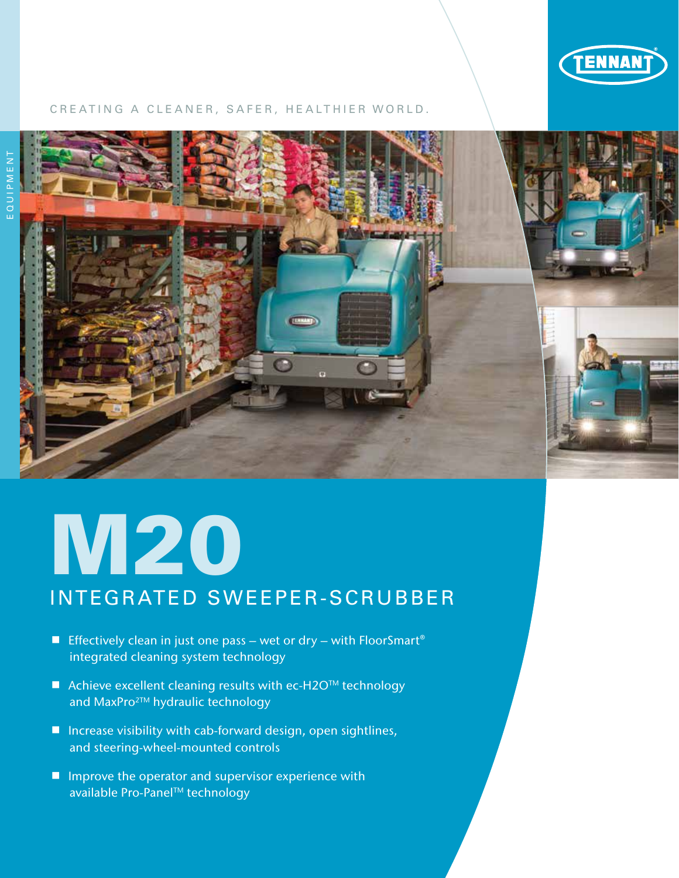TENNANT®

CREATING A CLEANER, SAFER, HEALTHIER WORLD.

EQUIPMENT

# M20

## INTEGRATED SWEEPER-SCRUBBER

- Effectively clean in just one pass – wet or dry – with FloorSmart® integrated cleaning system technology
- Achieve excellent cleaning results with ec-H2O™ technology and MaxPro2™ hydraulic technology
- Increase visibility with cab-forward design, open sightlines, and steering-wheel-mounted controls
- Improve the operator and supervisor experience with available Pro-Panel™ technology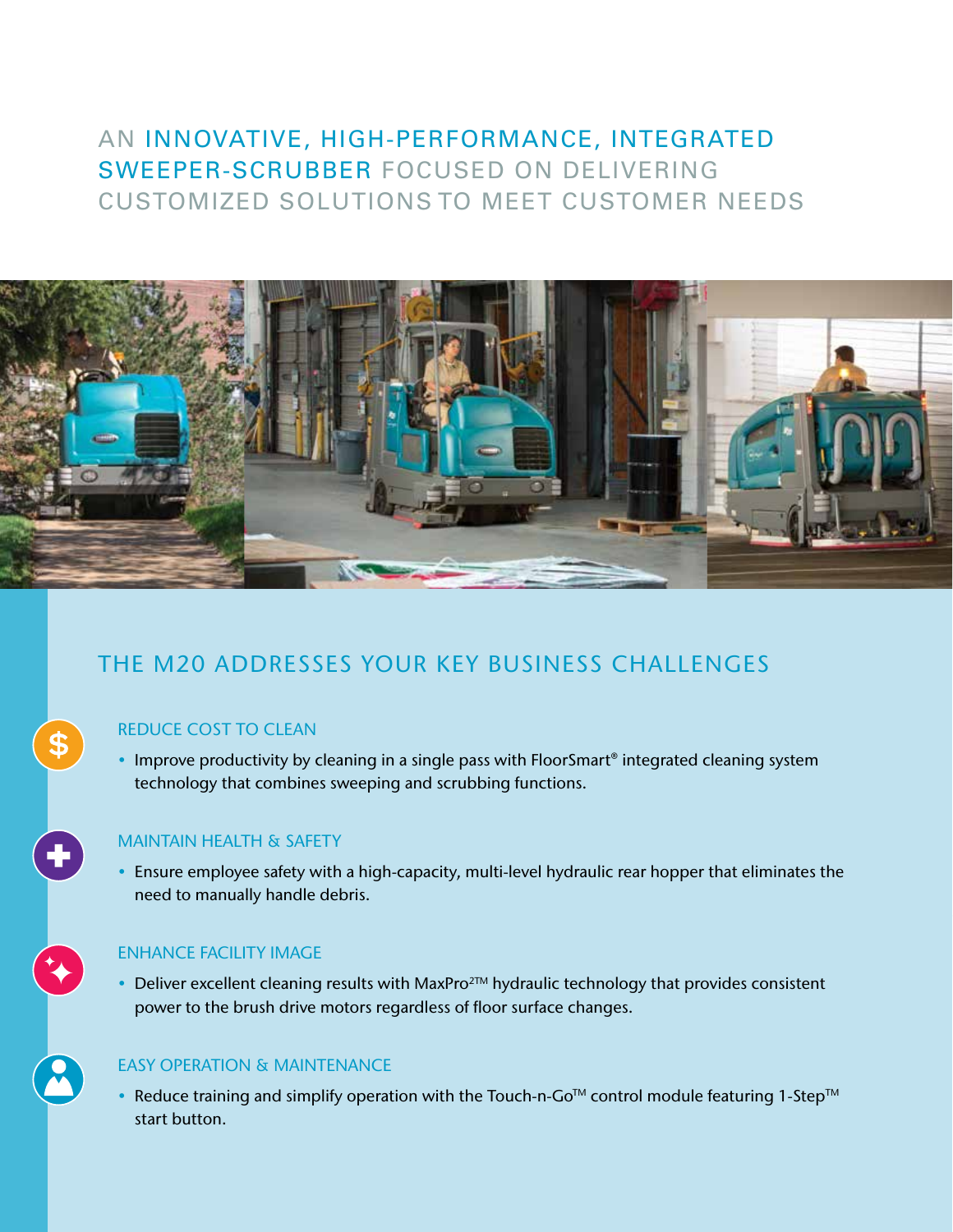# AN INNOVATIVE, HIGH-PERFORMANCE, INTEGRATED SWEEPER-SCRUBBER FOCUSED ON DELIVERING CUSTOMIZED SOLUTIONS TO MEET CUSTOMER NEEDS

## THE M20 ADDRESSES YOUR KEY BUSINESS CHALLENGES

### REDUCE COST TO CLEAN

- Improve productivity by cleaning in a single pass with FloorSmart® integrated cleaning system technology that combines sweeping and scrubbing functions.

### MAINTAIN HEALTH & SAFETY

- Ensure employee safety with a high-capacity, multi-level hydraulic rear hopper that eliminates the need to manually handle debris.

### ENHANCE FACILITY IMAGE

- Deliver excellent cleaning results with MaxPro2™ hydraulic technology that provides consistent power to the brush drive motors regardless of floor surface changes.

### EASY OPERATION & MAINTENANCE

- Reduce training and simplify operation with the Touch-n-Go™ control module featuring 1-Step™ start button.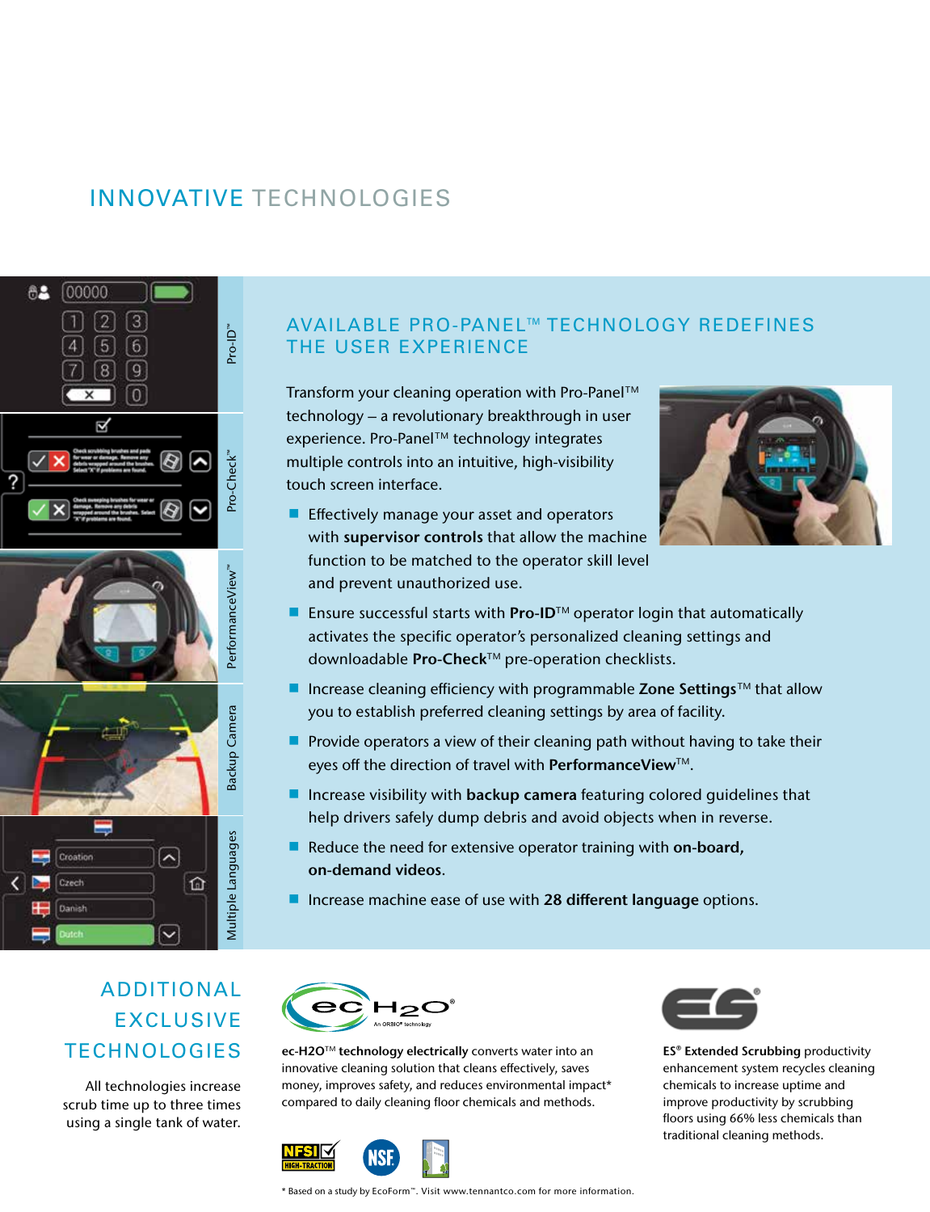# INNOVATIVE TECHNOLOGIES

Pro-ID™

Pro-Check™

PerformanceView™

Backup Camera

Multiple Languages

## AVAILABLE PRO-PANEL™ TECHNOLOGY REDEFINES THE USER EXPERIENCE

Transform your cleaning operation with Pro-Panel™ technology – a revolutionary breakthrough in user experience. Pro-Panel™ technology integrates multiple controls into an intuitive, high-visibility touch screen interface.

- Effectively manage your asset and operators with **supervisor controls** that allow the machine function to be matched to the operator skill level and prevent unauthorized use.
- Ensure successful starts with **Pro-ID**™ operator login that automatically activates the specific operator's personalized cleaning settings and downloadable **Pro-Check**™ pre-operation checklists.
- Increase cleaning efficiency with programmable **Zone Settings**™ that allow you to establish preferred cleaning settings by area of facility.
- Provide operators a view of their cleaning path without having to take their eyes off the direction of travel with **PerformanceView**™.
- Increase visibility with **backup camera** featuring colored guidelines that help drivers safely dump debris and avoid objects when in reverse.
- Reduce the need for extensive operator training with **on-board, on-demand videos**.
- Increase machine ease of use with **28 different language** options.

## ADDITIONAL EXCLUSIVE TECHNOLOGIES

All technologies increase scrub time up to three times using a single tank of water.

**ec-H2O**™ **technology electrically** converts water into an innovative cleaning solution that cleans effectively, saves money, improves safety, and reduces environmental impact* compared to daily cleaning floor chemicals and methods.

**ES® Extended Scrubbing** productivity enhancement system recycles cleaning chemicals to increase uptime and improve productivity by scrubbing floors using 66% less chemicals than traditional cleaning methods.

\* Based on a study by EcoForm™. Visit www.tennantco.com for more information.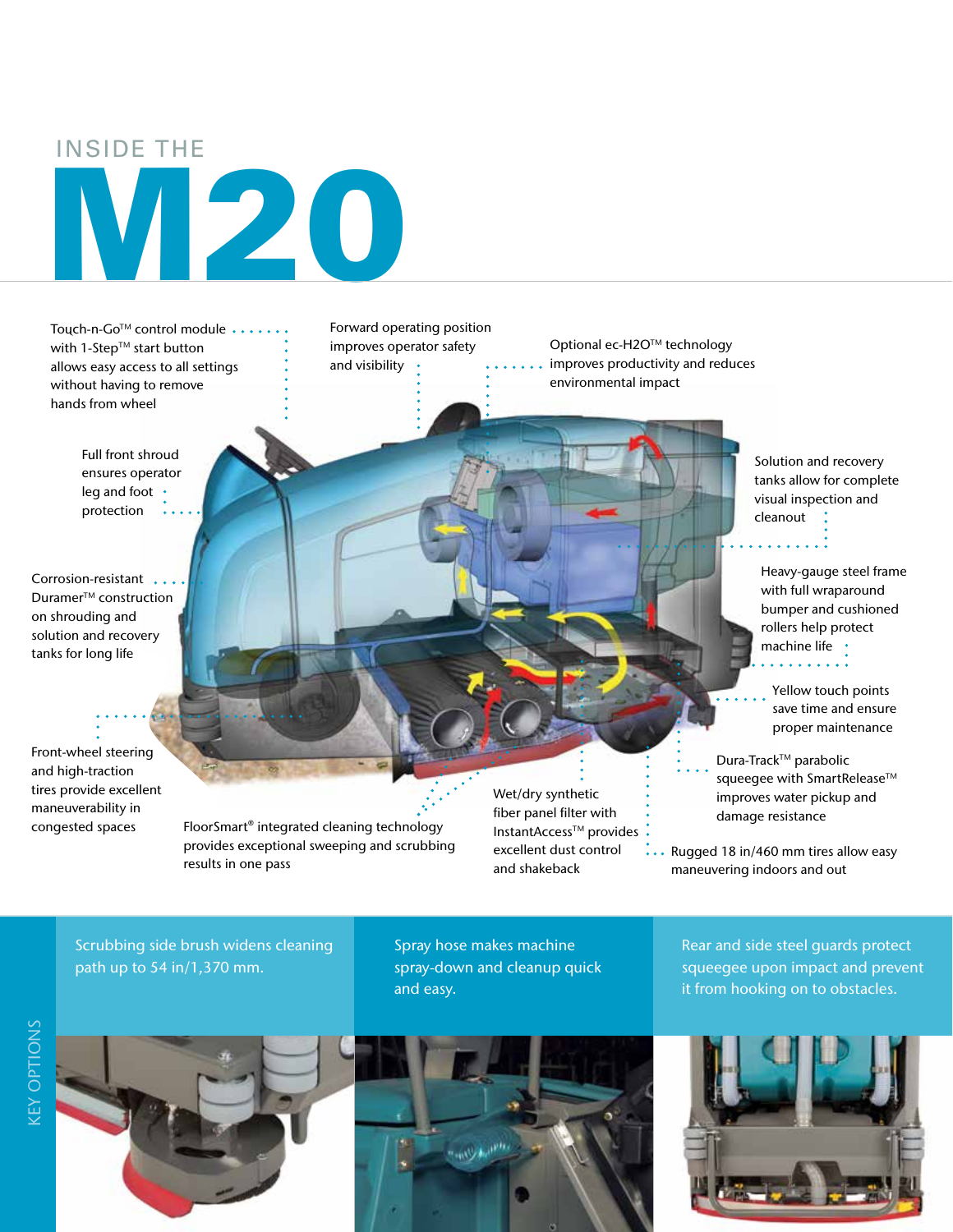# INSIDE THE M20

Touch-n-Go™ control module with 1-Step™ start button allows easy access to all settings without having to remove hands from wheel

Forward operating position improves operator safety and visibility

Optional ec-H2O™ technology improves productivity and reduces environmental impact

Full front shroud ensures operator leg and foot protection

Solution and recovery tanks allow for complete visual inspection and cleanout

Corrosion-resistant Duramer™ construction on shrouding and solution and recovery tanks for long life

Heavy-gauge steel frame with full wraparound bumper and cushioned rollers help protect machine life

Yellow touch points save time and ensure proper maintenance

Front-wheel steering and high-traction tires provide excellent maneuverability in congested spaces

Dura-Track™ parabolic squeegee with SmartRelease™ improves water pickup and damage resistance

FloorSmart® integrated cleaning technology provides exceptional sweeping and scrubbing results in one pass

Wet/dry synthetic fiber panel filter with InstantAccess™ provides excellent dust control and shakeback

Rugged 18 in/460 mm tires allow easy maneuvering indoors and out

## KEY OPTIONS

Scrubbing side brush widens cleaning path up to 54 in/1,370 mm.

Spray hose makes machine spray-down and cleanup quick and easy.

Rear and side steel guards protect squeegee upon impact and prevent it from hooking on to obstacles.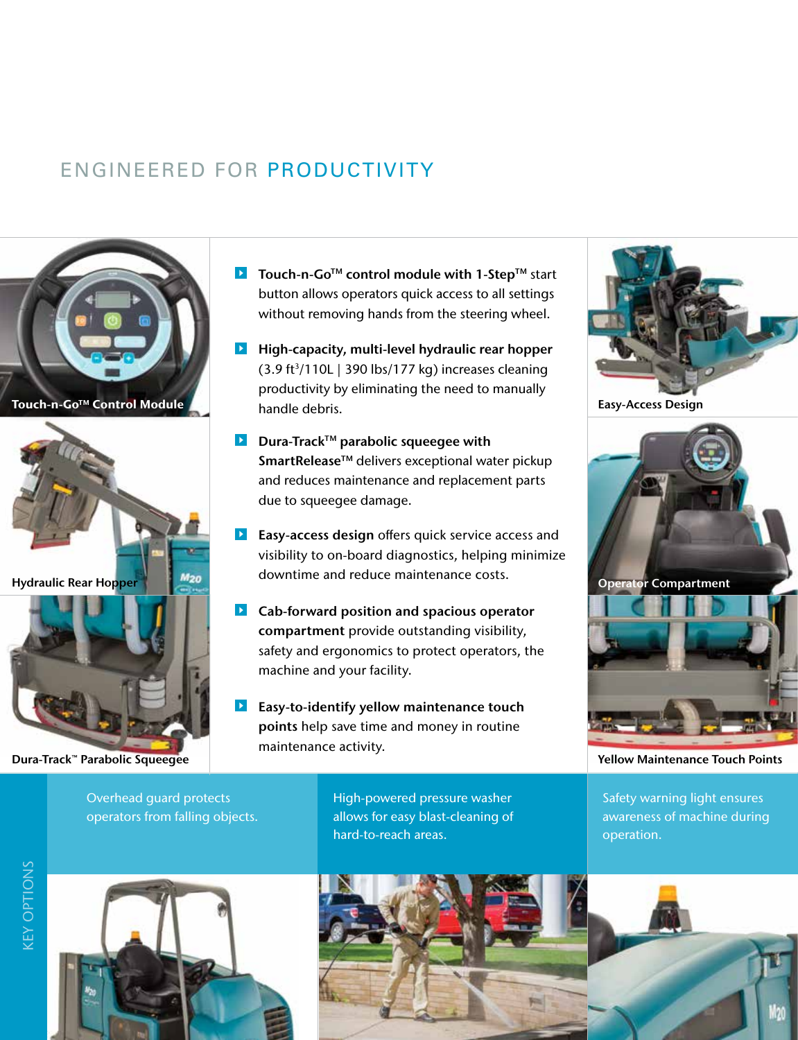# ENGINEERED FOR PRODUCTIVITY

Touch-n-Go™ Control Module

Hydraulic Rear Hopper

Dura-Track™ Parabolic Squeegee

- **Touch-n-Go™ control module with 1-Step™** start button allows operators quick access to all settings without removing hands from the steering wheel.
- **High-capacity, multi-level hydraulic rear hopper** (3.9 ft³/110L | 390 lbs/177 kg) increases cleaning productivity by eliminating the need to manually handle debris.
- **Dura-Track™ parabolic squeegee with SmartRelease™** delivers exceptional water pickup and reduces maintenance and replacement parts due to squeegee damage.
- **Easy-access design** offers quick service access and visibility to on-board diagnostics, helping minimize downtime and reduce maintenance costs.
- **Cab-forward position and spacious operator compartment** provide outstanding visibility, safety and ergonomics to protect operators, the machine and your facility.
- **Easy-to-identify yellow maintenance touch points** help save time and money in routine maintenance activity.

Easy-Access Design

Operator Compartment

Yellow Maintenance Touch Points

## KEY OPTIONS

Overhead guard protects operators from falling objects.

High-powered pressure washer allows for easy blast-cleaning of hard-to-reach areas.

Safety warning light ensures awareness of machine during operation.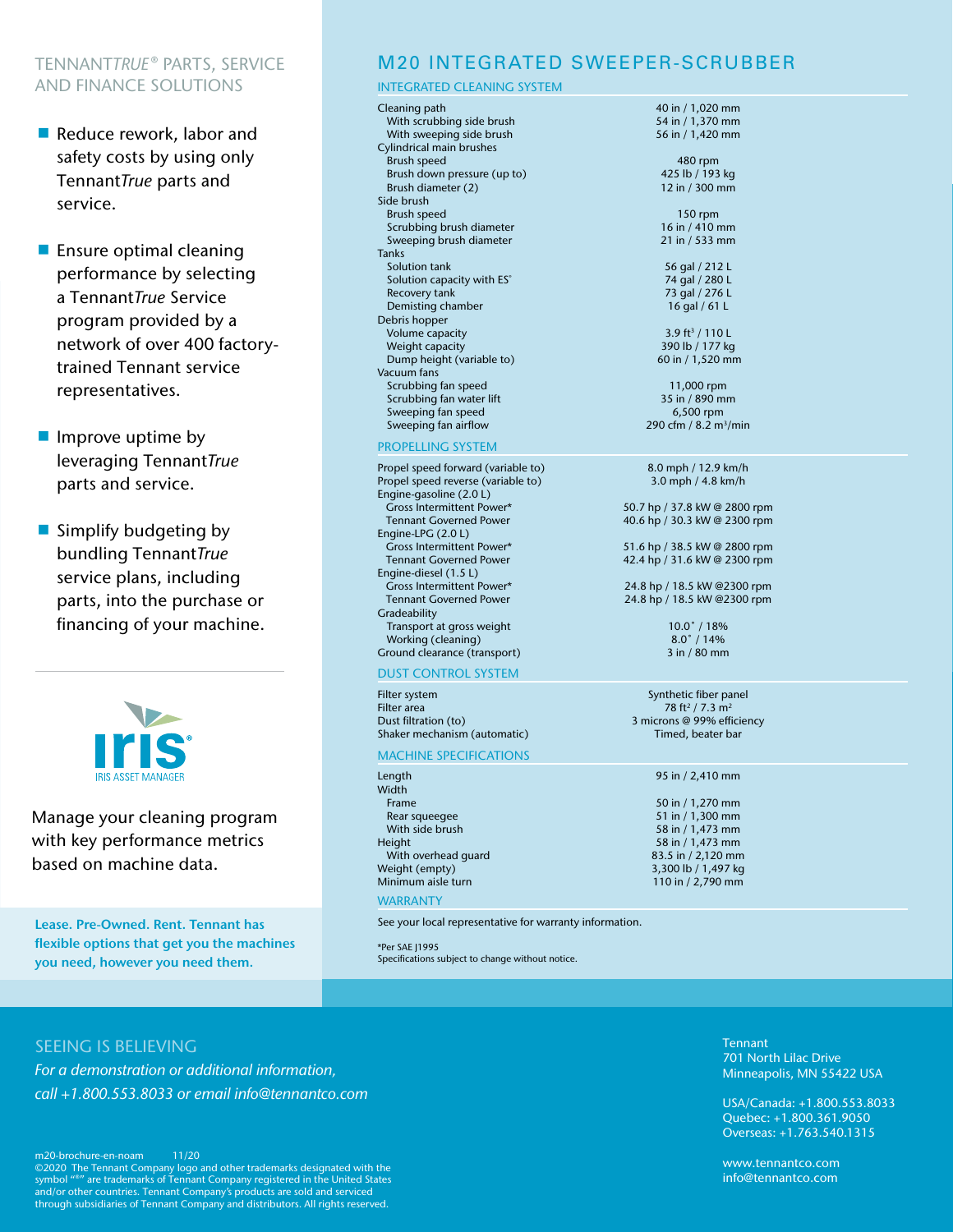## TENNANT*TRUE*® PARTS, SERVICE AND FINANCE SOLUTIONS

- Reduce rework, labor and safety costs by using only Tennant*True* parts and service.
- Ensure optimal cleaning performance by selecting a Tennant*True* Service program provided by a network of over 400 factory-trained Tennant service representatives.
- Improve uptime by leveraging Tennant*True* parts and service.
- Simplify budgeting by bundling Tennant*True* service plans, including parts, into the purchase or financing of your machine.

IRIS® IRIS ASSET MANAGER

Manage your cleaning program with key performance metrics based on machine data.

**Lease. Pre-Owned. Rent. Tennant has flexible options that get you the machines you need, however you need them.**

# M20 INTEGRATED SWEEPER-SCRUBBER

### INTEGRATED CLEANING SYSTEM

| | |
|---|---|
| Cleaning path | 40 in / 1,020 mm |
| With scrubbing side brush | 54 in / 1,370 mm |
| With sweeping side brush | 56 in / 1,420 mm |
| Cylindrical main brushes | |
| Brush speed | 480 rpm |
| Brush down pressure (up to) | 425 lb / 193 kg |
| Brush diameter (2) | 12 in / 300 mm |
| Side brush | |
| Brush speed | 150 rpm |
| Scrubbing brush diameter | 16 in / 410 mm |
| Sweeping brush diameter | 21 in / 533 mm |
| Tanks | |
| Solution tank | 56 gal / 212 L |
| Solution capacity with ES® | 74 gal / 280 L |
| Recovery tank | 73 gal / 276 L |
| Demisting chamber | 16 gal / 61 L |
| Debris hopper | |
| Volume capacity | 3.9 ft³ / 110 L |
| Weight capacity | 390 lb / 177 kg |
| Dump height (variable to) | 60 in / 1,520 mm |
| Vacuum fans | |
| Scrubbing fan speed | 11,000 rpm |
| Scrubbing fan water lift | 35 in / 890 mm |
| Sweeping fan speed | 6,500 rpm |
| Sweeping fan airflow | 290 cfm / 8.2 m³/min |

### PROPELLING SYSTEM

| | |
|---|---|
| Propel speed forward (variable to) | 8.0 mph / 12.9 km/h |
| Propel speed reverse (variable to) | 3.0 mph / 4.8 km/h |
| Engine-gasoline (2.0 L) | |
| Gross Intermittent Power* | 50.7 hp / 37.8 kW @ 2800 rpm |
| Tennant Governed Power | 40.6 hp / 30.3 kW @ 2300 rpm |
| Engine-LPG (2.0 L) | |
| Gross Intermittent Power* | 51.6 hp / 38.5 kW @ 2800 rpm |
| Tennant Governed Power | 42.4 hp / 31.6 kW @ 2300 rpm |
| Engine-diesel (1.5 L) | |
| Gross Intermittent Power* | 24.8 hp / 18.5 kW @2300 rpm |
| Tennant Governed Power | 24.8 hp / 18.5 kW @2300 rpm |
| Gradeability | |
| Transport at gross weight | 10.0° / 18% |
| Working (cleaning) | 8.0° / 14% |
| Ground clearance (transport) | 3 in / 80 mm |

### DUST CONTROL SYSTEM

| | |
|---|---|
| Filter system | Synthetic fiber panel |
| Filter area | 78 ft² / 7.3 m² |
| Dust filtration (to) | 3 microns @ 99% efficiency |
| Shaker mechanism (automatic) | Timed, beater bar |

### MACHINE SPECIFICATIONS

| | |
|---|---|
| Length | 95 in / 2,410 mm |
| Width | |
| Frame | 50 in / 1,270 mm |
| Rear squeegee | 51 in / 1,300 mm |
| With side brush | 58 in / 1,473 mm |
| Height | 58 in / 1,473 mm |
| With overhead guard | 83.5 in / 2,120 mm |
| Weight (empty) | 3,300 lb / 1,497 kg |
| Minimum aisle turn | 110 in / 2,790 mm |

### WARRANTY

See your local representative for warranty information.

*Per SAE J1995
Specifications subject to change without notice.

## SEEING IS BELIEVING

*For a demonstration or additional information, call +1.800.553.8033 or email info@tennantco.com*

Tennant
701 North Lilac Drive
Minneapolis, MN 55422 USA

USA/Canada: +1.800.553.8033
Quebec: +1.800.361.9050
Overseas: +1.763.540.1315

www.tennantco.com
info@tennantco.com

m20-brochure-en-noam 11/20
©2020 The Tennant Company logo and other trademarks designated with the symbol "®" are trademarks of Tennant Company registered in the United States and/or other countries. Tennant Company's products are sold and serviced through subsidiaries of Tennant Company and distributors. All rights reserved.